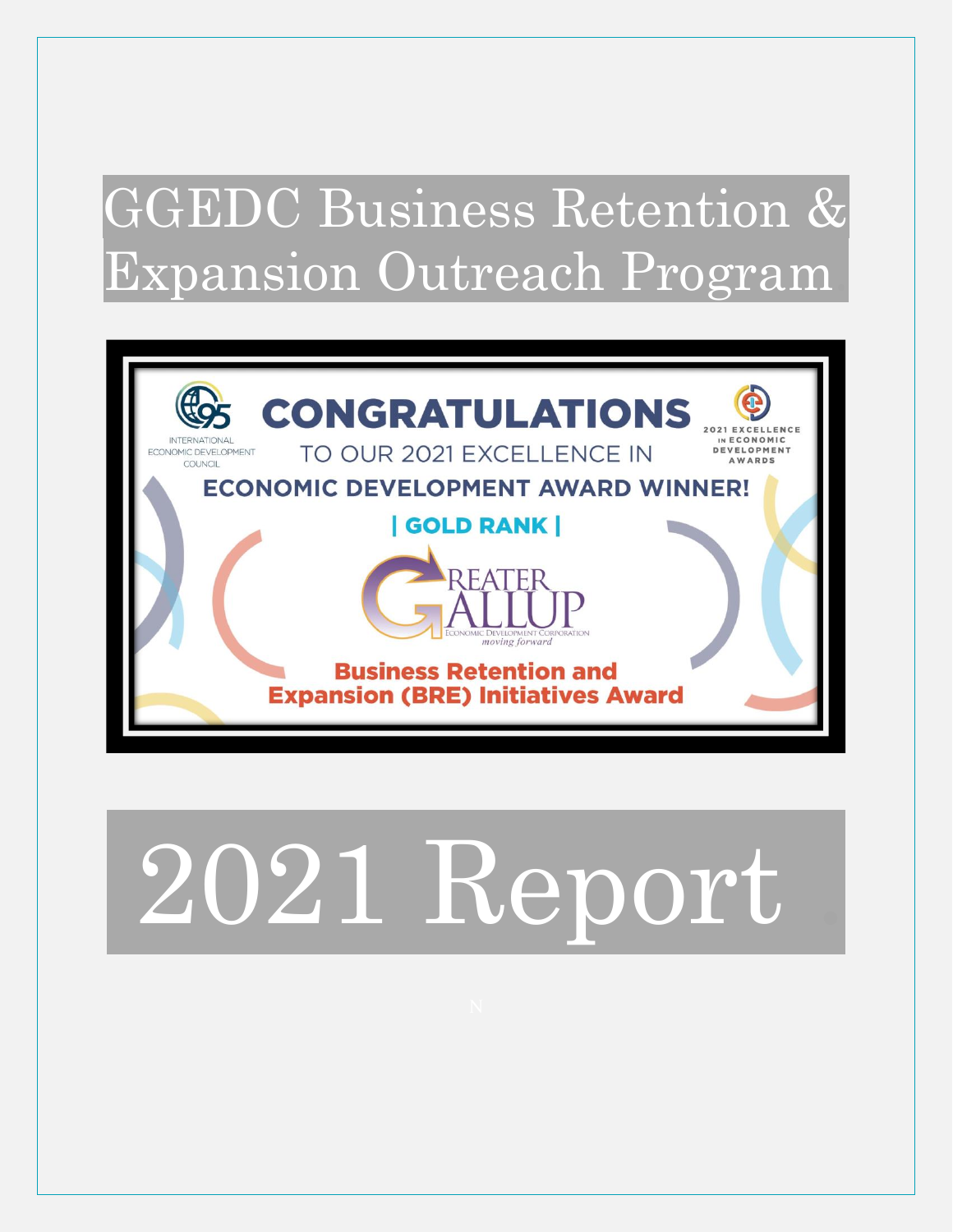# GGEDC Business Retention & Expansion Outreach Program

**CONGRATULATIONS**

INTERNATIONAL ECONOMIC DEVELOPMENT COUNCIL

2021 EXCELLENCE IN ECONOMIC DEVELOPMENT AWARDS

TO OUR 2021 EXCELLENCE IN

**ECONOMIC DEVELOPMENT AWARD WINNER!**

**| GOLD RANK |**

GREATER GALLUP ECONOMIC DEVELOPMENT CORPORATION *moving forward*

**Business Retention and Expansion (BRE) Initiatives Award**

# 2021 Report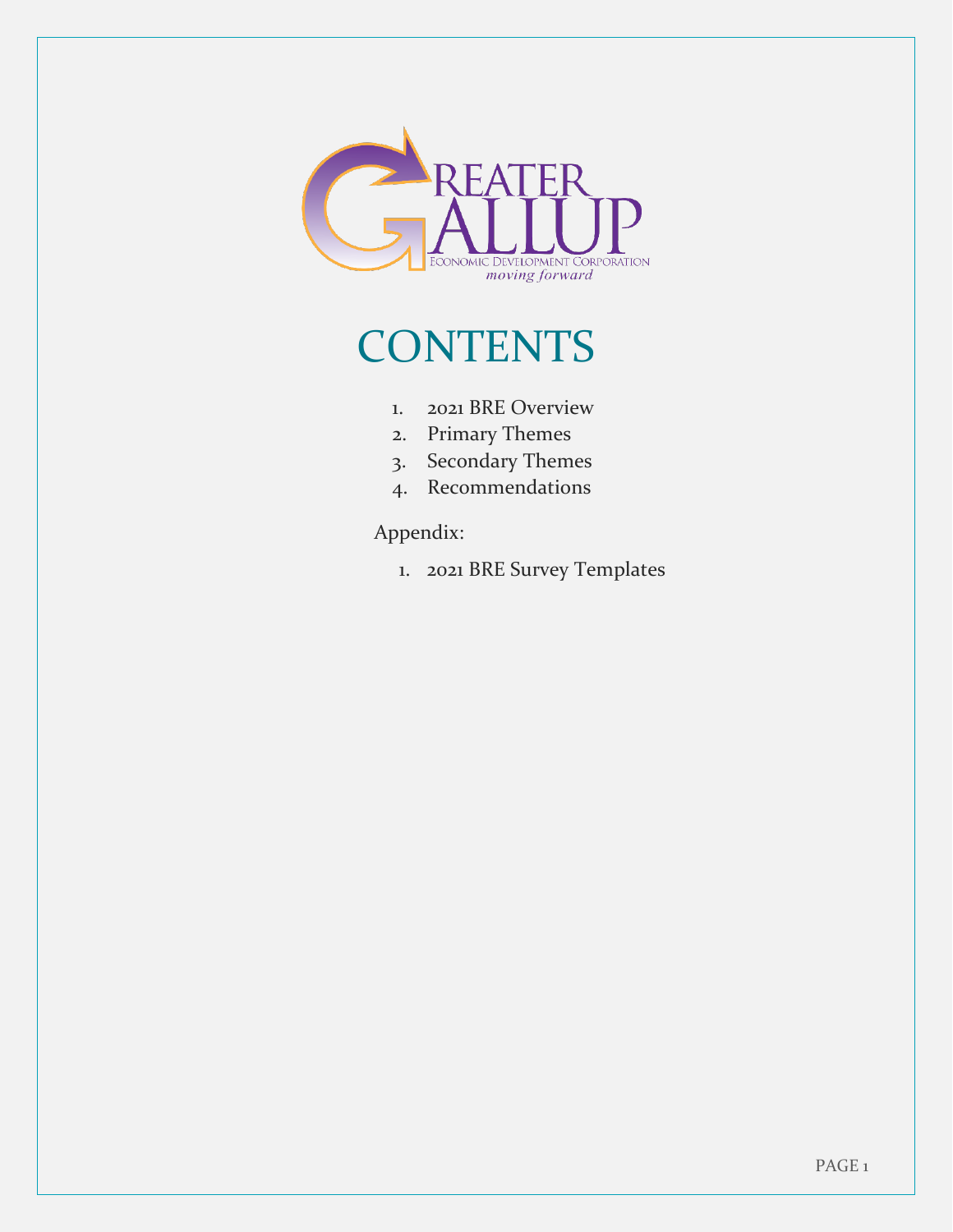# CONTENTS

1. 2021 BRE Overview
2. Primary Themes
3. Secondary Themes
4. Recommendations

Appendix:

1. 2021 BRE Survey Templates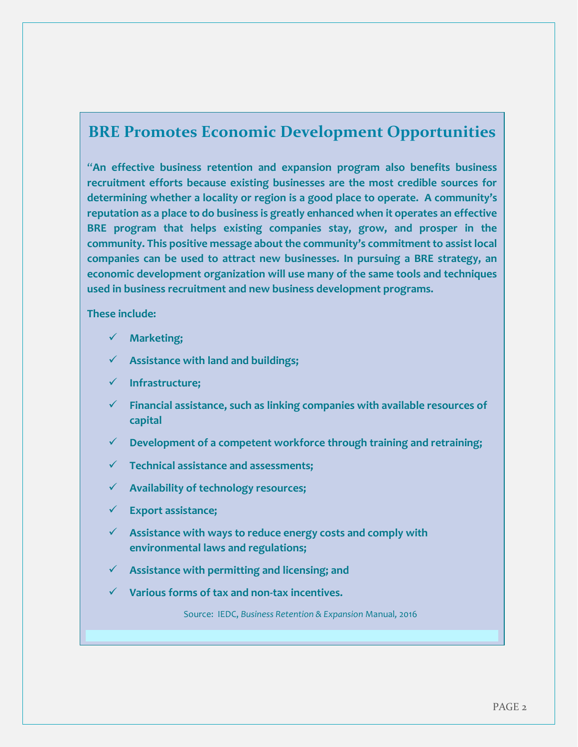## BRE Promotes Economic Development Opportunities

**"An effective business retention and expansion program also benefits business recruitment efforts because existing businesses are the most credible sources for determining whether a locality or region is a good place to operate. A community's reputation as a place to do business is greatly enhanced when it operates an effective BRE program that helps existing companies stay, grow, and prosper in the community. This positive message about the community's commitment to assist local companies can be used to attract new businesses. In pursuing a BRE strategy, an economic development organization will use many of the same tools and techniques used in business recruitment and new business development programs.**

**These include:**

- ✓ **Marketing;**
- ✓ **Assistance with land and buildings;**
- ✓ **Infrastructure;**
- ✓ **Financial assistance, such as linking companies with available resources of capital**
- ✓ **Development of a competent workforce through training and retraining;**
- ✓ **Technical assistance and assessments;**
- ✓ **Availability of technology resources;**
- ✓ **Export assistance;**
- ✓ **Assistance with ways to reduce energy costs and comply with environmental laws and regulations;**
- ✓ **Assistance with permitting and licensing; and**
- ✓ **Various forms of tax and non-tax incentives.**

Source: IEDC, *Business Retention & Expansion* Manual, 2016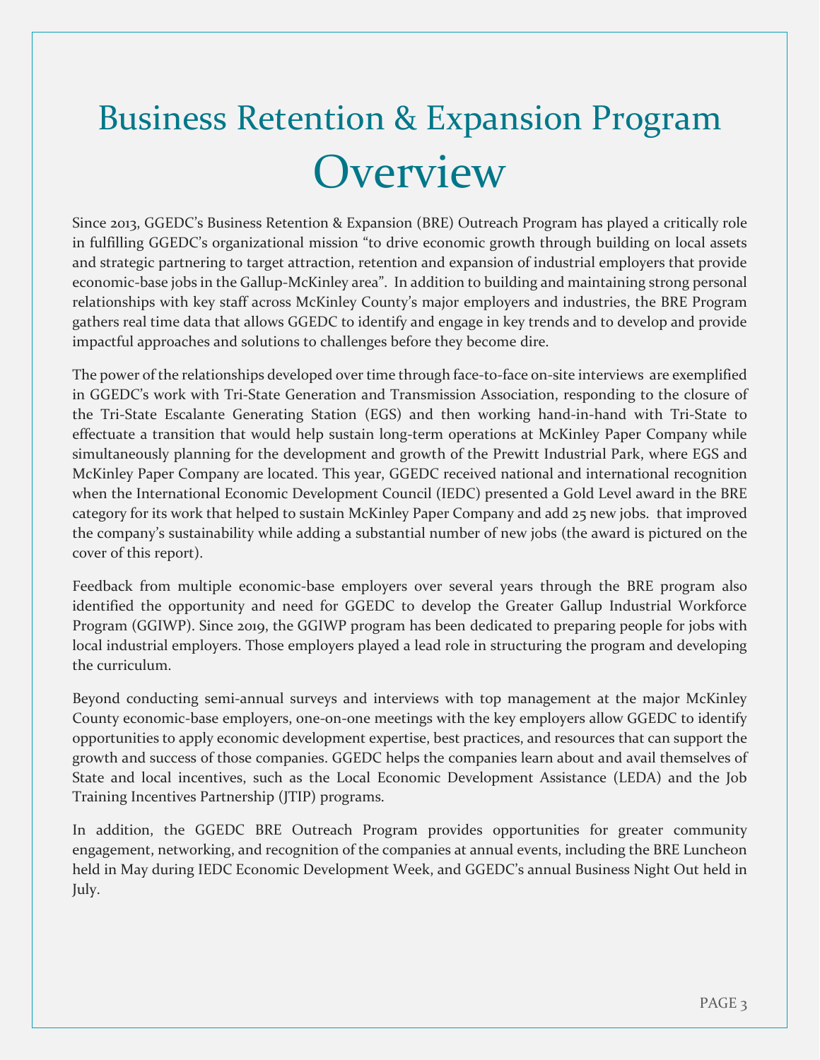# Business Retention & Expansion Program Overview

Since 2013, GGEDC's Business Retention & Expansion (BRE) Outreach Program has played a critically role in fulfilling GGEDC's organizational mission "to drive economic growth through building on local assets and strategic partnering to target attraction, retention and expansion of industrial employers that provide economic-base jobs in the Gallup-McKinley area". In addition to building and maintaining strong personal relationships with key staff across McKinley County's major employers and industries, the BRE Program gathers real time data that allows GGEDC to identify and engage in key trends and to develop and provide impactful approaches and solutions to challenges before they become dire.

The power of the relationships developed over time through face-to-face on-site interviews are exemplified in GGEDC's work with Tri-State Generation and Transmission Association, responding to the closure of the Tri-State Escalante Generating Station (EGS) and then working hand-in-hand with Tri-State to effectuate a transition that would help sustain long-term operations at McKinley Paper Company while simultaneously planning for the development and growth of the Prewitt Industrial Park, where EGS and McKinley Paper Company are located. This year, GGEDC received national and international recognition when the International Economic Development Council (IEDC) presented a Gold Level award in the BRE category for its work that helped to sustain McKinley Paper Company and add 25 new jobs. that improved the company's sustainability while adding a substantial number of new jobs (the award is pictured on the cover of this report).

Feedback from multiple economic-base employers over several years through the BRE program also identified the opportunity and need for GGEDC to develop the Greater Gallup Industrial Workforce Program (GGIWP). Since 2019, the GGIWP program has been dedicated to preparing people for jobs with local industrial employers. Those employers played a lead role in structuring the program and developing the curriculum.

Beyond conducting semi-annual surveys and interviews with top management at the major McKinley County economic-base employers, one-on-one meetings with the key employers allow GGEDC to identify opportunities to apply economic development expertise, best practices, and resources that can support the growth and success of those companies. GGEDC helps the companies learn about and avail themselves of State and local incentives, such as the Local Economic Development Assistance (LEDA) and the Job Training Incentives Partnership (JTIP) programs.

In addition, the GGEDC BRE Outreach Program provides opportunities for greater community engagement, networking, and recognition of the companies at annual events, including the BRE Luncheon held in May during IEDC Economic Development Week, and GGEDC's annual Business Night Out held in July.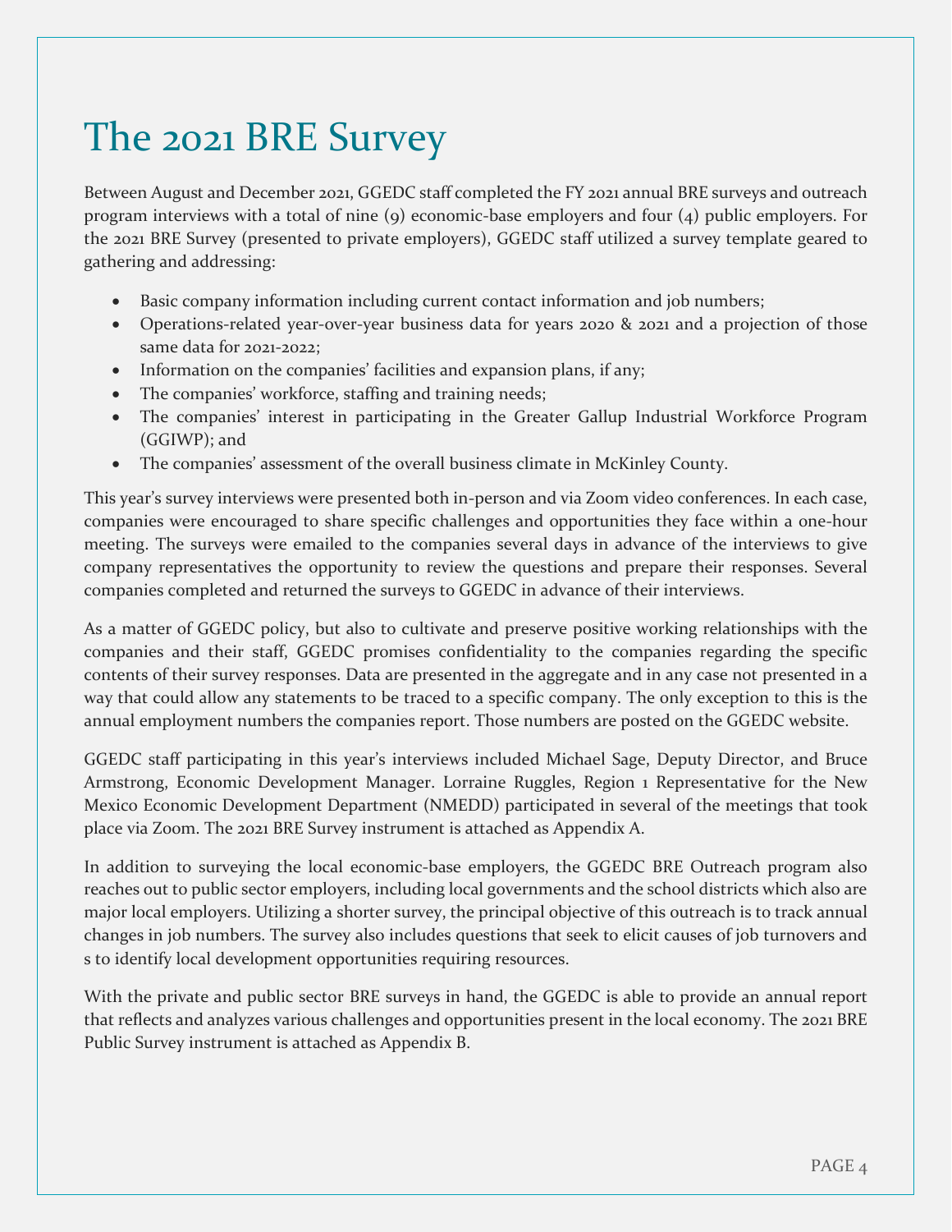# The 2021 BRE Survey

Between August and December 2021, GGEDC staff completed the FY 2021 annual BRE surveys and outreach program interviews with a total of nine (9) economic-base employers and four (4) public employers. For the 2021 BRE Survey (presented to private employers), GGEDC staff utilized a survey template geared to gathering and addressing:

- Basic company information including current contact information and job numbers;
- Operations-related year-over-year business data for years 2020 & 2021 and a projection of those same data for 2021-2022;
- Information on the companies' facilities and expansion plans, if any;
- The companies' workforce, staffing and training needs;
- The companies' interest in participating in the Greater Gallup Industrial Workforce Program (GGIWP); and
- The companies' assessment of the overall business climate in McKinley County.

This year's survey interviews were presented both in-person and via Zoom video conferences. In each case, companies were encouraged to share specific challenges and opportunities they face within a one-hour meeting. The surveys were emailed to the companies several days in advance of the interviews to give company representatives the opportunity to review the questions and prepare their responses. Several companies completed and returned the surveys to GGEDC in advance of their interviews.

As a matter of GGEDC policy, but also to cultivate and preserve positive working relationships with the companies and their staff, GGEDC promises confidentiality to the companies regarding the specific contents of their survey responses. Data are presented in the aggregate and in any case not presented in a way that could allow any statements to be traced to a specific company. The only exception to this is the annual employment numbers the companies report. Those numbers are posted on the GGEDC website.

GGEDC staff participating in this year's interviews included Michael Sage, Deputy Director, and Bruce Armstrong, Economic Development Manager. Lorraine Ruggles, Region 1 Representative for the New Mexico Economic Development Department (NMEDD) participated in several of the meetings that took place via Zoom. The 2021 BRE Survey instrument is attached as Appendix A.

In addition to surveying the local economic-base employers, the GGEDC BRE Outreach program also reaches out to public sector employers, including local governments and the school districts which also are major local employers. Utilizing a shorter survey, the principal objective of this outreach is to track annual changes in job numbers. The survey also includes questions that seek to elicit causes of job turnovers and s to identify local development opportunities requiring resources.

With the private and public sector BRE surveys in hand, the GGEDC is able to provide an annual report that reflects and analyzes various challenges and opportunities present in the local economy. The 2021 BRE Public Survey instrument is attached as Appendix B.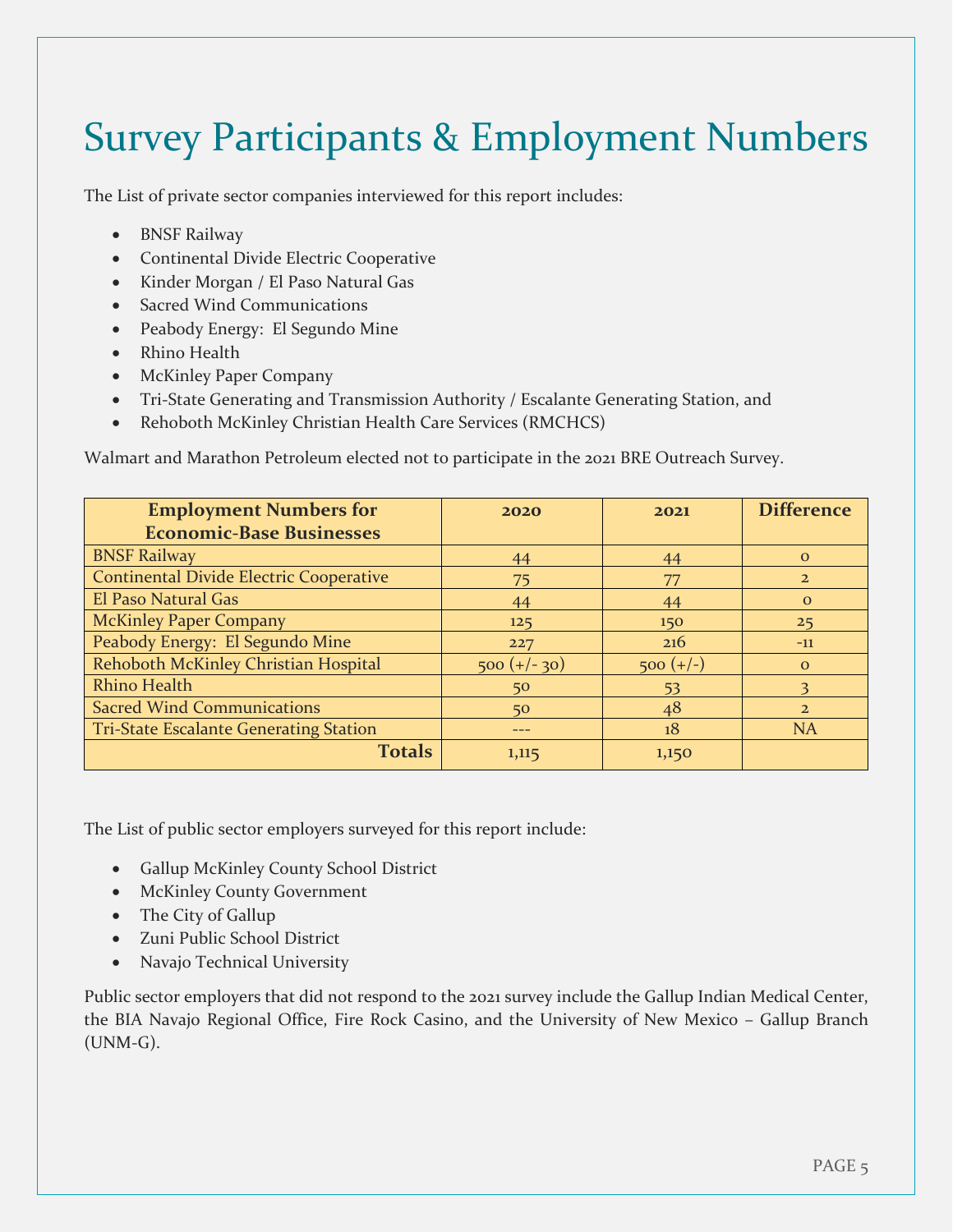# Survey Participants & Employment Numbers

The List of private sector companies interviewed for this report includes:

- BNSF Railway
- Continental Divide Electric Cooperative
- Kinder Morgan / El Paso Natural Gas
- Sacred Wind Communications
- Peabody Energy: El Segundo Mine
- Rhino Health
- McKinley Paper Company
- Tri-State Generating and Transmission Authority / Escalante Generating Station, and
- Rehoboth McKinley Christian Health Care Services (RMCHCS)

Walmart and Marathon Petroleum elected not to participate in the 2021 BRE Outreach Survey.

| Employment Numbers for Economic-Base Businesses | 2020 | 2021 | Difference |
|---|---|---|---|
| BNSF Railway | 44 | 44 | 0 |
| Continental Divide Electric Cooperative | 75 | 77 | 2 |
| El Paso Natural Gas | 44 | 44 | 0 |
| McKinley Paper Company | 125 | 150 | 25 |
| Peabody Energy: El Segundo Mine | 227 | 216 | -11 |
| Rehoboth McKinley Christian Hospital | 500 (+/- 30) | 500 (+/-) | 0 |
| Rhino Health | 50 | 53 | 3 |
| Sacred Wind Communications | 50 | 48 | 2 |
| Tri-State Escalante Generating Station | --- | 18 | NA |
| **Totals** | 1,115 | 1,150 | |

The List of public sector employers surveyed for this report include:

- Gallup McKinley County School District
- McKinley County Government
- The City of Gallup
- Zuni Public School District
- Navajo Technical University

Public sector employers that did not respond to the 2021 survey include the Gallup Indian Medical Center, the BIA Navajo Regional Office, Fire Rock Casino, and the University of New Mexico – Gallup Branch (UNM-G).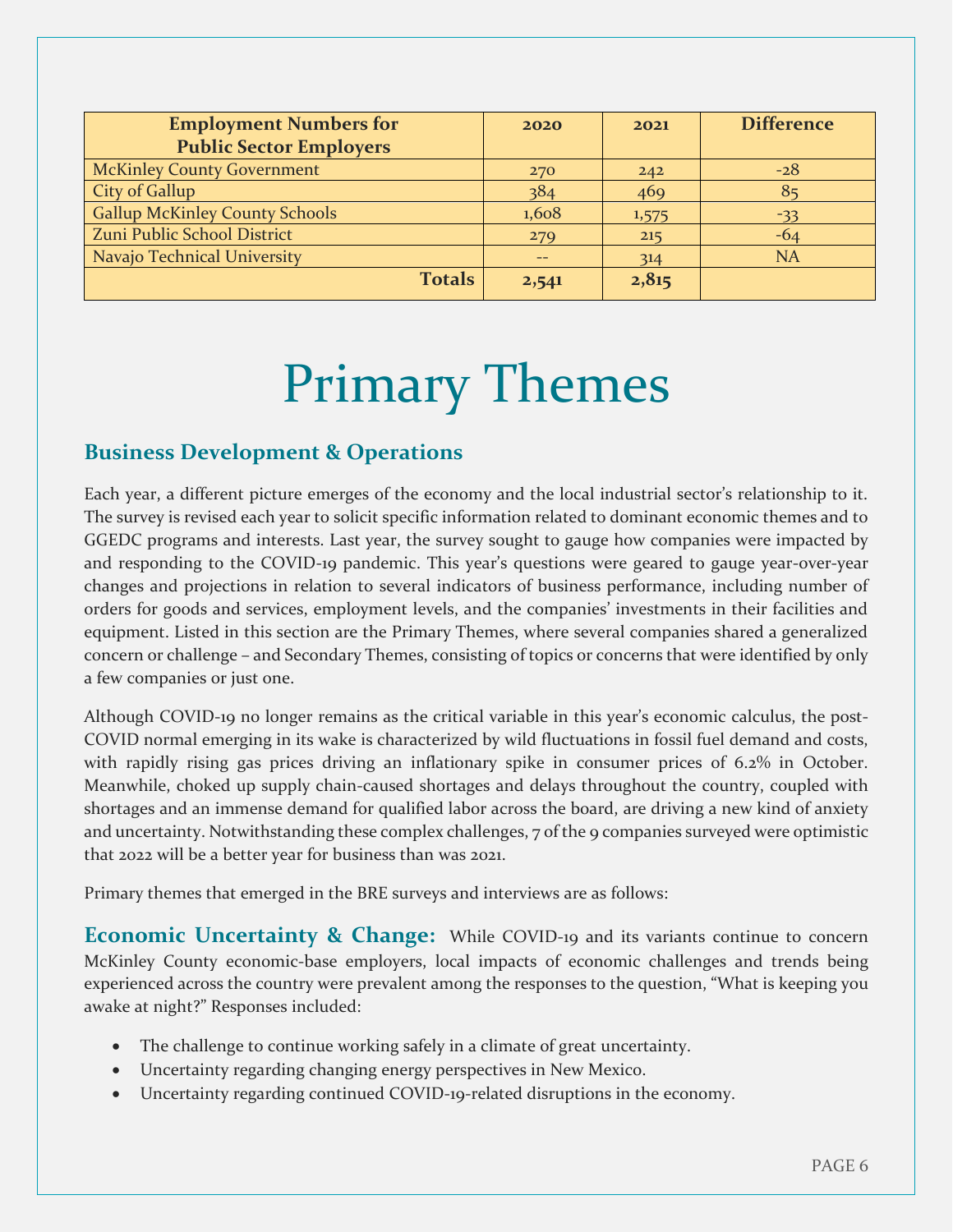| Employment Numbers for Public Sector Employers | 2020 | 2021 | Difference |
| --- | --- | --- | --- |
| McKinley County Government | 270 | 242 | -28 |
| City of Gallup | 384 | 469 | 85 |
| Gallup McKinley County Schools | 1,608 | 1,575 | -33 |
| Zuni Public School District | 279 | 215 | -64 |
| Navajo Technical University | -- | 314 | NA |
| **Totals** | **2,541** | **2,815** | |

# Primary Themes

## Business Development & Operations

Each year, a different picture emerges of the economy and the local industrial sector's relationship to it. The survey is revised each year to solicit specific information related to dominant economic themes and to GGEDC programs and interests. Last year, the survey sought to gauge how companies were impacted by and responding to the COVID-19 pandemic. This year's questions were geared to gauge year-over-year changes and projections in relation to several indicators of business performance, including number of orders for goods and services, employment levels, and the companies' investments in their facilities and equipment. Listed in this section are the Primary Themes, where several companies shared a generalized concern or challenge – and Secondary Themes, consisting of topics or concerns that were identified by only a few companies or just one.

Although COVID-19 no longer remains as the critical variable in this year's economic calculus, the post-COVID normal emerging in its wake is characterized by wild fluctuations in fossil fuel demand and costs, with rapidly rising gas prices driving an inflationary spike in consumer prices of 6.2% in October. Meanwhile, choked up supply chain-caused shortages and delays throughout the country, coupled with shortages and an immense demand for qualified labor across the board, are driving a new kind of anxiety and uncertainty. Notwithstanding these complex challenges, 7 of the 9 companies surveyed were optimistic that 2022 will be a better year for business than was 2021.

Primary themes that emerged in the BRE surveys and interviews are as follows:

**Economic Uncertainty & Change:** While COVID-19 and its variants continue to concern McKinley County economic-base employers, local impacts of economic challenges and trends being experienced across the country were prevalent among the responses to the question, "What is keeping you awake at night?" Responses included:

- The challenge to continue working safely in a climate of great uncertainty.
- Uncertainty regarding changing energy perspectives in New Mexico.
- Uncertainty regarding continued COVID-19-related disruptions in the economy.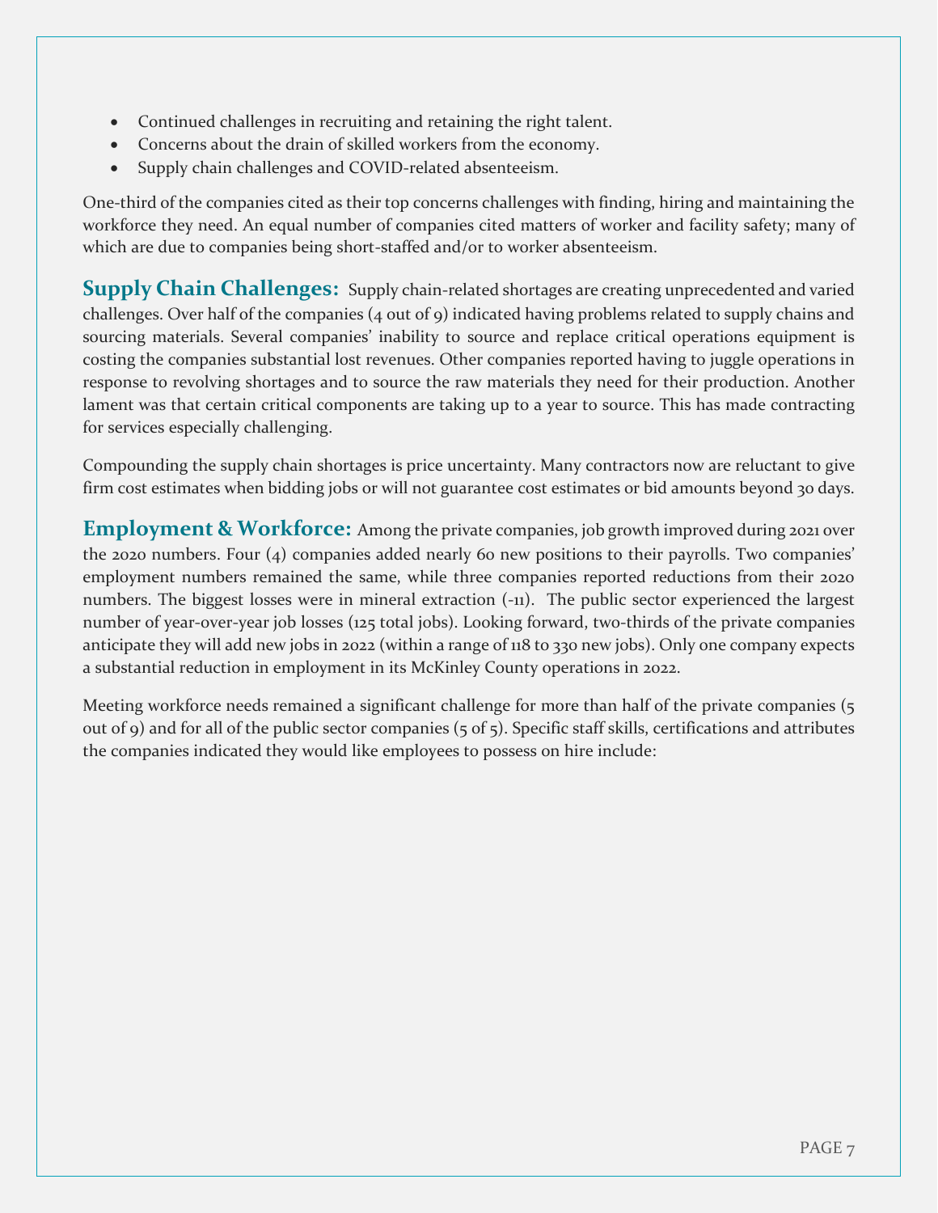- Continued challenges in recruiting and retaining the right talent.
- Concerns about the drain of skilled workers from the economy.
- Supply chain challenges and COVID-related absenteeism.

One-third of the companies cited as their top concerns challenges with finding, hiring and maintaining the workforce they need. An equal number of companies cited matters of worker and facility safety; many of which are due to companies being short-staffed and/or to worker absenteeism.

**Supply Chain Challenges:** Supply chain-related shortages are creating unprecedented and varied challenges. Over half of the companies (4 out of 9) indicated having problems related to supply chains and sourcing materials. Several companies' inability to source and replace critical operations equipment is costing the companies substantial lost revenues. Other companies reported having to juggle operations in response to revolving shortages and to source the raw materials they need for their production. Another lament was that certain critical components are taking up to a year to source. This has made contracting for services especially challenging.

Compounding the supply chain shortages is price uncertainty. Many contractors now are reluctant to give firm cost estimates when bidding jobs or will not guarantee cost estimates or bid amounts beyond 30 days.

**Employment & Workforce:** Among the private companies, job growth improved during 2021 over the 2020 numbers. Four (4) companies added nearly 60 new positions to their payrolls. Two companies' employment numbers remained the same, while three companies reported reductions from their 2020 numbers. The biggest losses were in mineral extraction (-11). The public sector experienced the largest number of year-over-year job losses (125 total jobs). Looking forward, two-thirds of the private companies anticipate they will add new jobs in 2022 (within a range of 118 to 330 new jobs). Only one company expects a substantial reduction in employment in its McKinley County operations in 2022.

Meeting workforce needs remained a significant challenge for more than half of the private companies (5 out of 9) and for all of the public sector companies (5 of 5). Specific staff skills, certifications and attributes the companies indicated they would like employees to possess on hire include: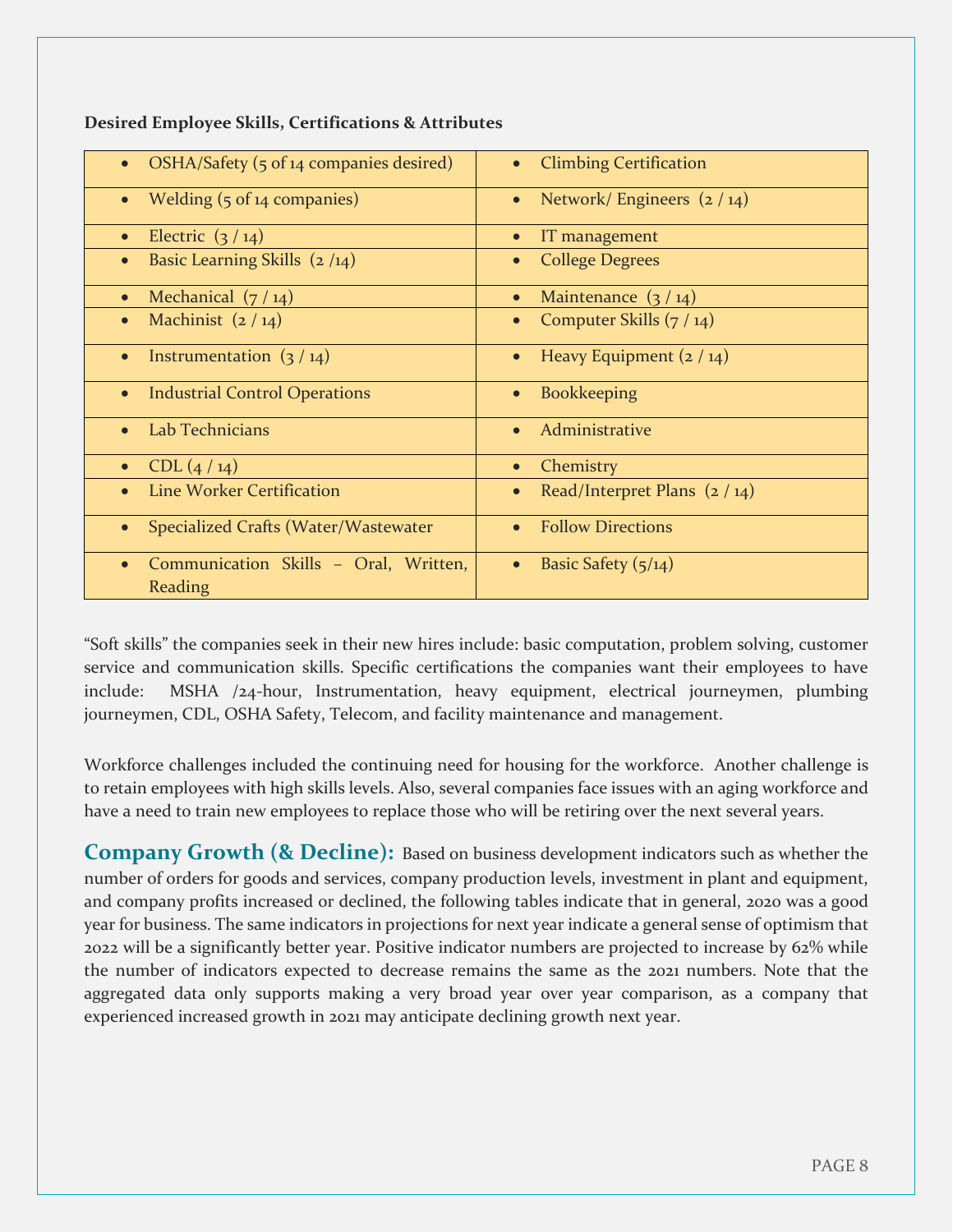**Desired Employee Skills, Certifications & Attributes**

| | |
|---|---|
| • OSHA/Safety (5 of 14 companies desired) | • Climbing Certification |
| • Welding (5 of 14 companies) | • Network/ Engineers (2 / 14) |
| • Electric (3 / 14) | • IT management |
| • Basic Learning Skills (2 /14) | • College Degrees |
| • Mechanical (7 / 14) | • Maintenance (3 / 14) |
| • Machinist (2 / 14) | • Computer Skills (7 / 14) |
| • Instrumentation (3 / 14) | • Heavy Equipment (2 / 14) |
| • Industrial Control Operations | • Bookkeeping |
| • Lab Technicians | • Administrative |
| • CDL (4 / 14) | • Chemistry |
| • Line Worker Certification | • Read/Interpret Plans (2 / 14) |
| • Specialized Crafts (Water/Wastewater | • Follow Directions |
| • Communication Skills – Oral, Written, Reading | • Basic Safety (5/14) |

"Soft skills" the companies seek in their new hires include: basic computation, problem solving, customer service and communication skills. Specific certifications the companies want their employees to have include: MSHA /24-hour, Instrumentation, heavy equipment, electrical journeymen, plumbing journeymen, CDL, OSHA Safety, Telecom, and facility maintenance and management.

Workforce challenges included the continuing need for housing for the workforce. Another challenge is to retain employees with high skills levels. Also, several companies face issues with an aging workforce and have a need to train new employees to replace those who will be retiring over the next several years.

## Company Growth (& Decline):

Based on business development indicators such as whether the number of orders for goods and services, company production levels, investment in plant and equipment, and company profits increased or declined, the following tables indicate that in general, 2020 was a good year for business. The same indicators in projections for next year indicate a general sense of optimism that 2022 will be a significantly better year. Positive indicator numbers are projected to increase by 62% while the number of indicators expected to decrease remains the same as the 2021 numbers. Note that the aggregated data only supports making a very broad year over year comparison, as a company that experienced increased growth in 2021 may anticipate declining growth next year.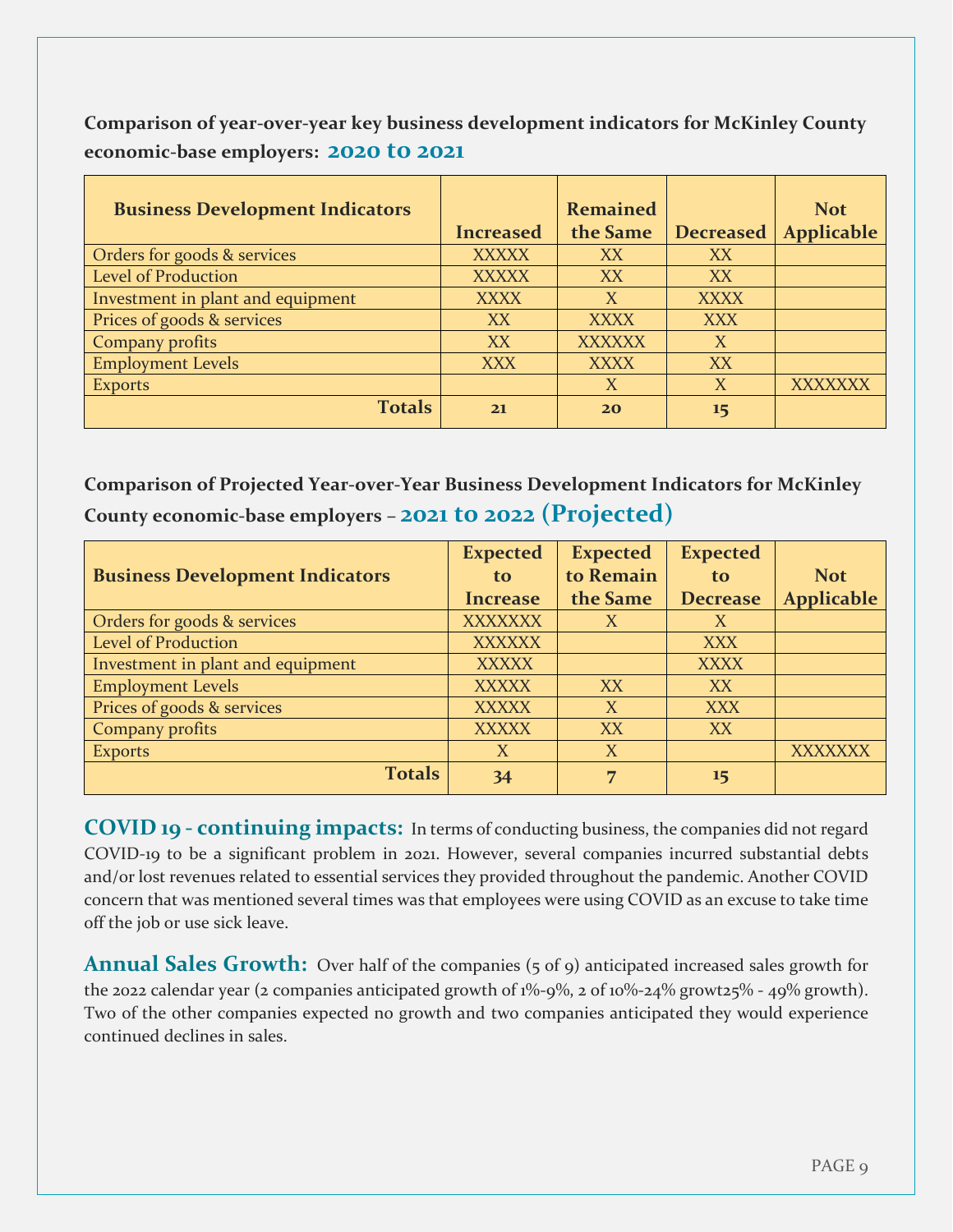### Comparison of year-over-year key business development indicators for McKinley County economic-base employers: 2020 to 2021

| Business Development Indicators | Increased | Remained the Same | Decreased | Not Applicable |
|---|---|---|---|---|
| Orders for goods & services | XXXXX | XX | XX | |
| Level of Production | XXXXX | XX | XX | |
| Investment in plant and equipment | XXXX | X | XXXX | |
| Prices of goods & services | XX | XXXX | XXX | |
| Company profits | XX | XXXXXX | X | |
| Employment Levels | XXX | XXXX | XX | |
| Exports | | X | X | XXXXXXX |
| **Totals** | **21** | **20** | **15** | |

### Comparison of Projected Year-over-Year Business Development Indicators for McKinley County economic-base employers – 2021 to 2022 (Projected)

| Business Development Indicators | Expected to Increase | Expected to Remain the Same | Expected to Decrease | Not Applicable |
|---|---|---|---|---|
| Orders for goods & services | XXXXXXX | X | X | |
| Level of Production | XXXXXX | | XXX | |
| Investment in plant and equipment | XXXXX | | XXXX | |
| Employment Levels | XXXXX | XX | XX | |
| Prices of goods & services | XXXXX | X | XXX | |
| Company profits | XXXXX | XX | XX | |
| Exports | X | X | | XXXXXXX |
| **Totals** | **34** | **7** | **15** | |

**COVID 19 - continuing impacts:** In terms of conducting business, the companies did not regard COVID-19 to be a significant problem in 2021. However, several companies incurred substantial debts and/or lost revenues related to essential services they provided throughout the pandemic. Another COVID concern that was mentioned several times was that employees were using COVID as an excuse to take time off the job or use sick leave.

**Annual Sales Growth:** Over half of the companies (5 of 9) anticipated increased sales growth for the 2022 calendar year (2 companies anticipated growth of 1%-9%, 2 of 10%-24% growt25% - 49% growth). Two of the other companies expected no growth and two companies anticipated they would experience continued declines in sales.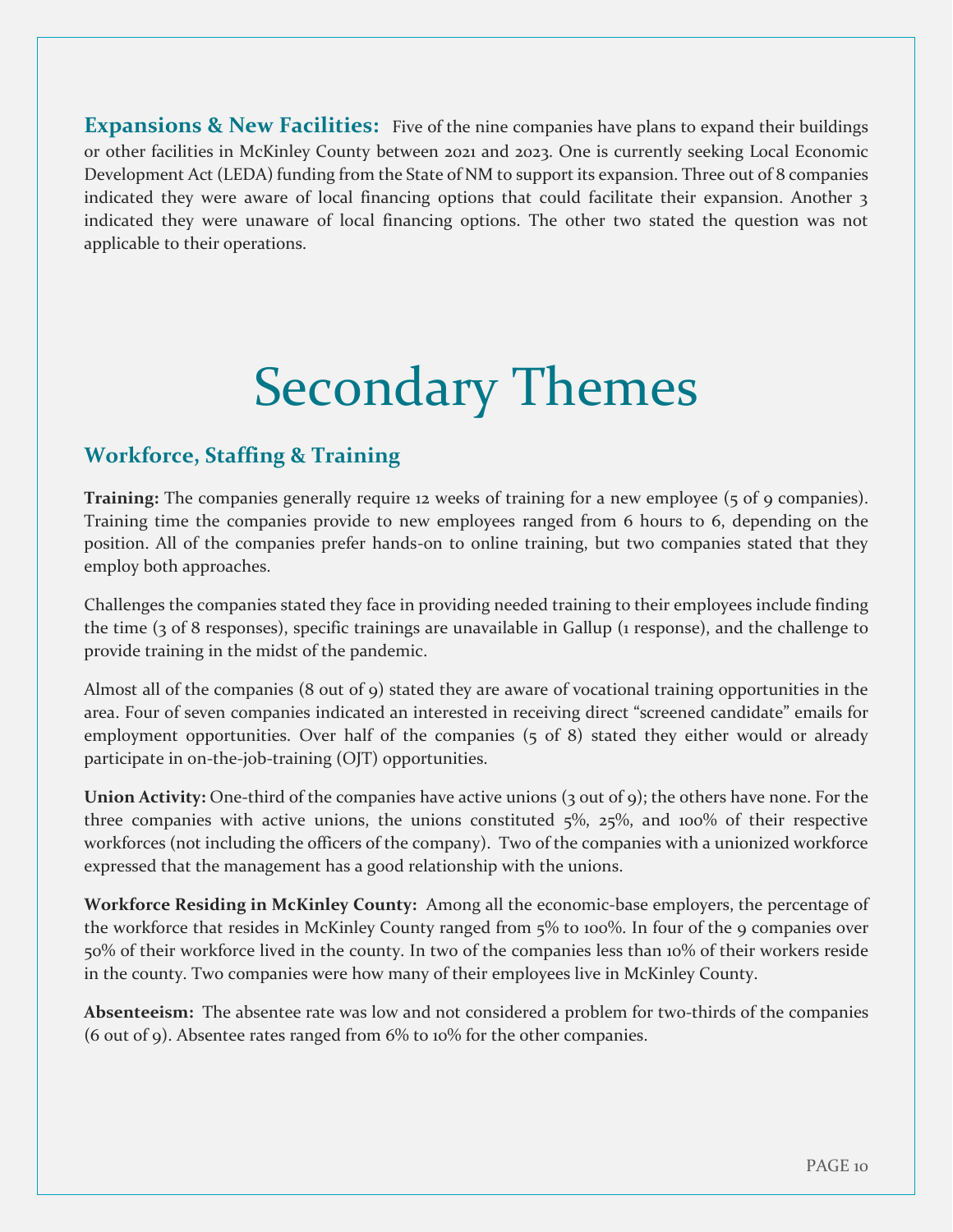**Expansions & New Facilities:** Five of the nine companies have plans to expand their buildings or other facilities in McKinley County between 2021 and 2023. One is currently seeking Local Economic Development Act (LEDA) funding from the State of NM to support its expansion. Three out of 8 companies indicated they were aware of local financing options that could facilitate their expansion. Another 3 indicated they were unaware of local financing options. The other two stated the question was not applicable to their operations.

# Secondary Themes

## Workforce, Staffing & Training

**Training:** The companies generally require 12 weeks of training for a new employee (5 of 9 companies). Training time the companies provide to new employees ranged from 6 hours to 6, depending on the position. All of the companies prefer hands-on to online training, but two companies stated that they employ both approaches.

Challenges the companies stated they face in providing needed training to their employees include finding the time (3 of 8 responses), specific trainings are unavailable in Gallup (1 response), and the challenge to provide training in the midst of the pandemic.

Almost all of the companies (8 out of 9) stated they are aware of vocational training opportunities in the area. Four of seven companies indicated an interested in receiving direct "screened candidate" emails for employment opportunities. Over half of the companies (5 of 8) stated they either would or already participate in on-the-job-training (OJT) opportunities.

**Union Activity:** One-third of the companies have active unions (3 out of 9); the others have none. For the three companies with active unions, the unions constituted 5%, 25%, and 100% of their respective workforces (not including the officers of the company). Two of the companies with a unionized workforce expressed that the management has a good relationship with the unions.

**Workforce Residing in McKinley County:** Among all the economic-base employers, the percentage of the workforce that resides in McKinley County ranged from 5% to 100%. In four of the 9 companies over 50% of their workforce lived in the county. In two of the companies less than 10% of their workers reside in the county. Two companies were how many of their employees live in McKinley County.

**Absenteeism:** The absentee rate was low and not considered a problem for two-thirds of the companies (6 out of 9). Absentee rates ranged from 6% to 10% for the other companies.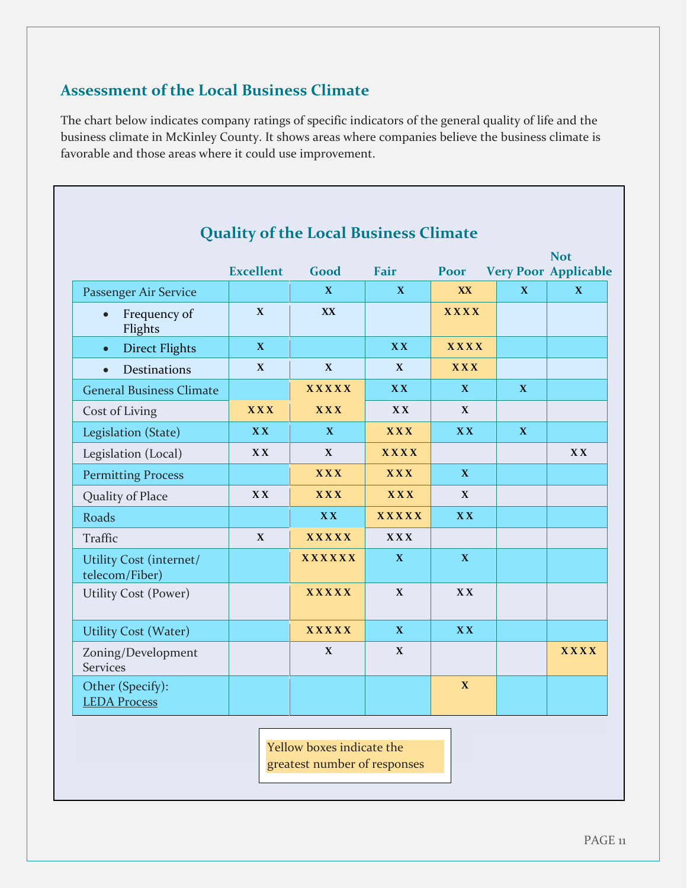## Assessment of the Local Business Climate

The chart below indicates company ratings of specific indicators of the general quality of life and the business climate in McKinley County. It shows areas where companies believe the business climate is favorable and those areas where it could use improvement.

### Quality of the Local Business Climate

| | Excellent | Good | Fair | Poor | Very Poor | Not Applicable |
|---|---|---|---|---|---|---|
| Passenger Air Service | | X | X | XX | X | X |
| • Frequency of Flights | X | XX | | XXXX | | |
| • Direct Flights | X | | XX | XXXX | | |
| • Destinations | X | X | X | XXX | | |
| General Business Climate | | XXXXX | XX | X | X | |
| Cost of Living | XXX | XXX | XX | X | | |
| Legislation (State) | XX | X | XXX | XX | X | |
| Legislation (Local) | XX | X | XXXX | | | XX |
| Permitting Process | | XXX | XXX | X | | |
| Quality of Place | XX | XXX | XXX | X | | |
| Roads | | XX | XXXXX | XX | | |
| Traffic | X | XXXXX | XXX | | | |
| Utility Cost (internet/ telecom/Fiber) | | XXXXXX | X | X | | |
| Utility Cost (Power) | | XXXXX | X | XX | | |
| Utility Cost (Water) | | XXXXX | X | XX | | |
| Zoning/Development Services | | X | X | | | XXXX |
| Other (Specify): LEDA Process | | | | X | | |

Yellow boxes indicate the greatest number of responses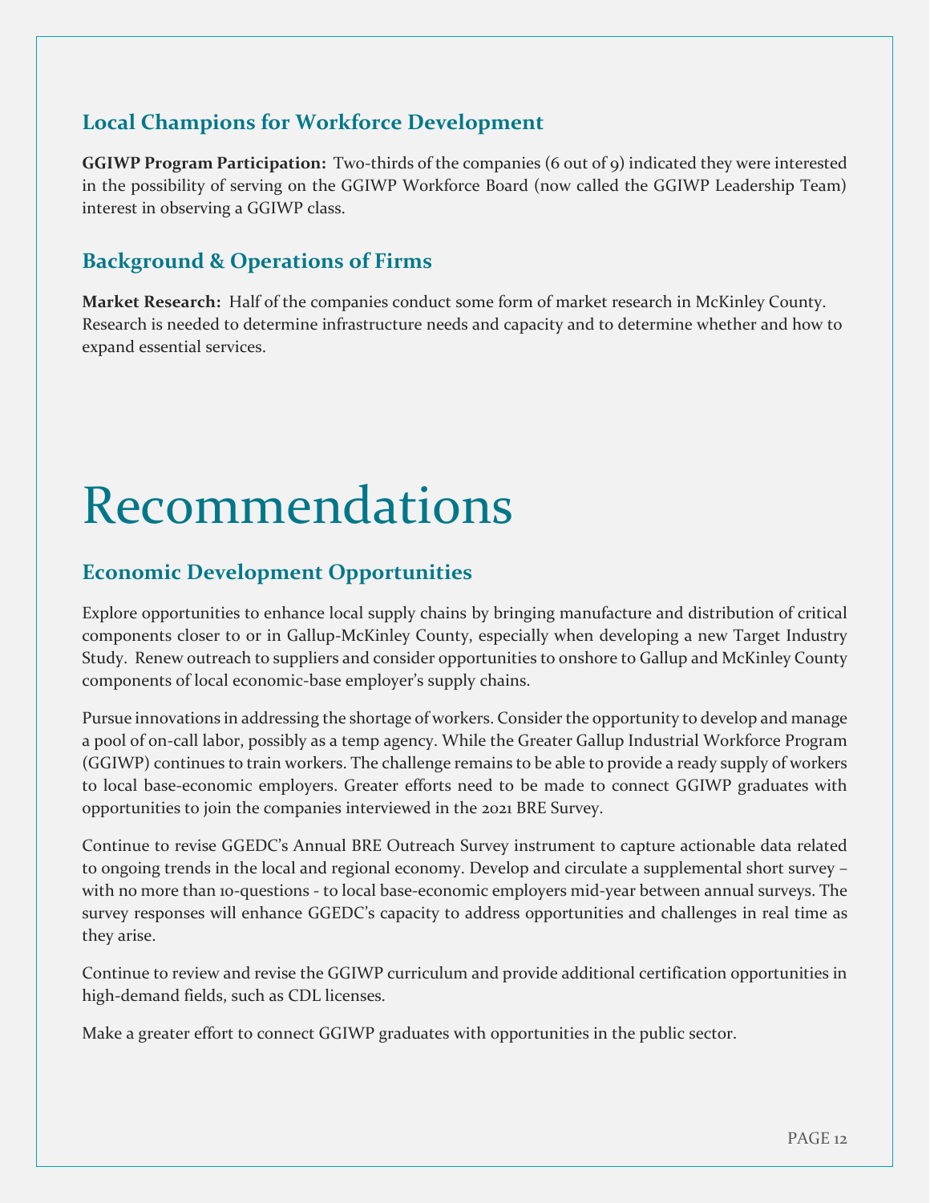## Local Champions for Workforce Development

**GGIWP Program Participation:** Two-thirds of the companies (6 out of 9) indicated they were interested in the possibility of serving on the GGIWP Workforce Board (now called the GGIWP Leadership Team) interest in observing a GGIWP class.

## Background & Operations of Firms

**Market Research:** Half of the companies conduct some form of market research in McKinley County. Research is needed to determine infrastructure needs and capacity and to determine whether and how to expand essential services.

# Recommendations

## Economic Development Opportunities

Explore opportunities to enhance local supply chains by bringing manufacture and distribution of critical components closer to or in Gallup-McKinley County, especially when developing a new Target Industry Study. Renew outreach to suppliers and consider opportunities to onshore to Gallup and McKinley County components of local economic-base employer's supply chains.

Pursue innovations in addressing the shortage of workers. Consider the opportunity to develop and manage a pool of on-call labor, possibly as a temp agency. While the Greater Gallup Industrial Workforce Program (GGIWP) continues to train workers. The challenge remains to be able to provide a ready supply of workers to local base-economic employers. Greater efforts need to be made to connect GGIWP graduates with opportunities to join the companies interviewed in the 2021 BRE Survey.

Continue to revise GGEDC's Annual BRE Outreach Survey instrument to capture actionable data related to ongoing trends in the local and regional economy. Develop and circulate a supplemental short survey – with no more than 10-questions - to local base-economic employers mid-year between annual surveys. The survey responses will enhance GGEDC's capacity to address opportunities and challenges in real time as they arise.

Continue to review and revise the GGIWP curriculum and provide additional certification opportunities in high-demand fields, such as CDL licenses.

Make a greater effort to connect GGIWP graduates with opportunities in the public sector.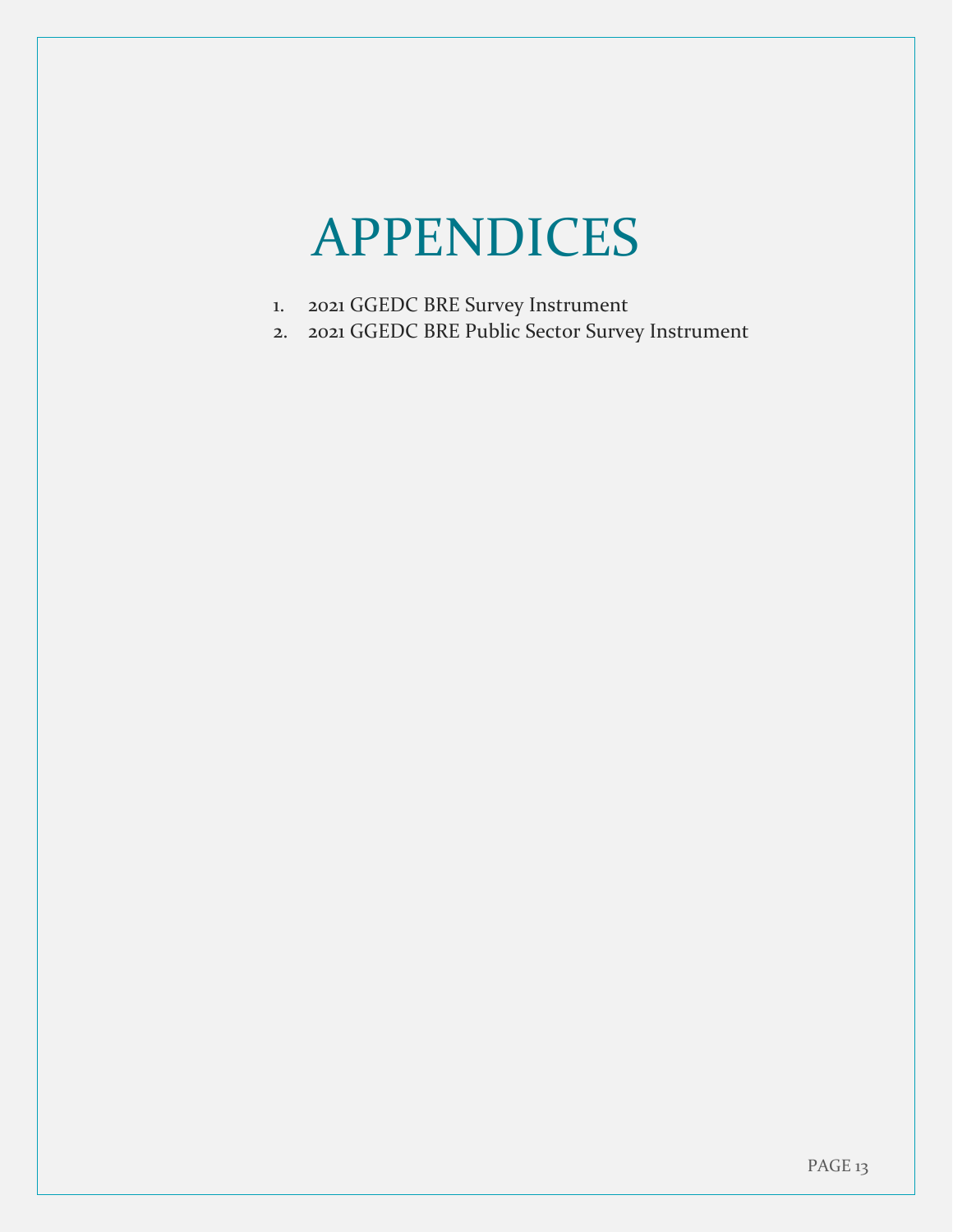# APPENDICES

1. 2021 GGEDC BRE Survey Instrument
2. 2021 GGEDC BRE Public Sector Survey Instrument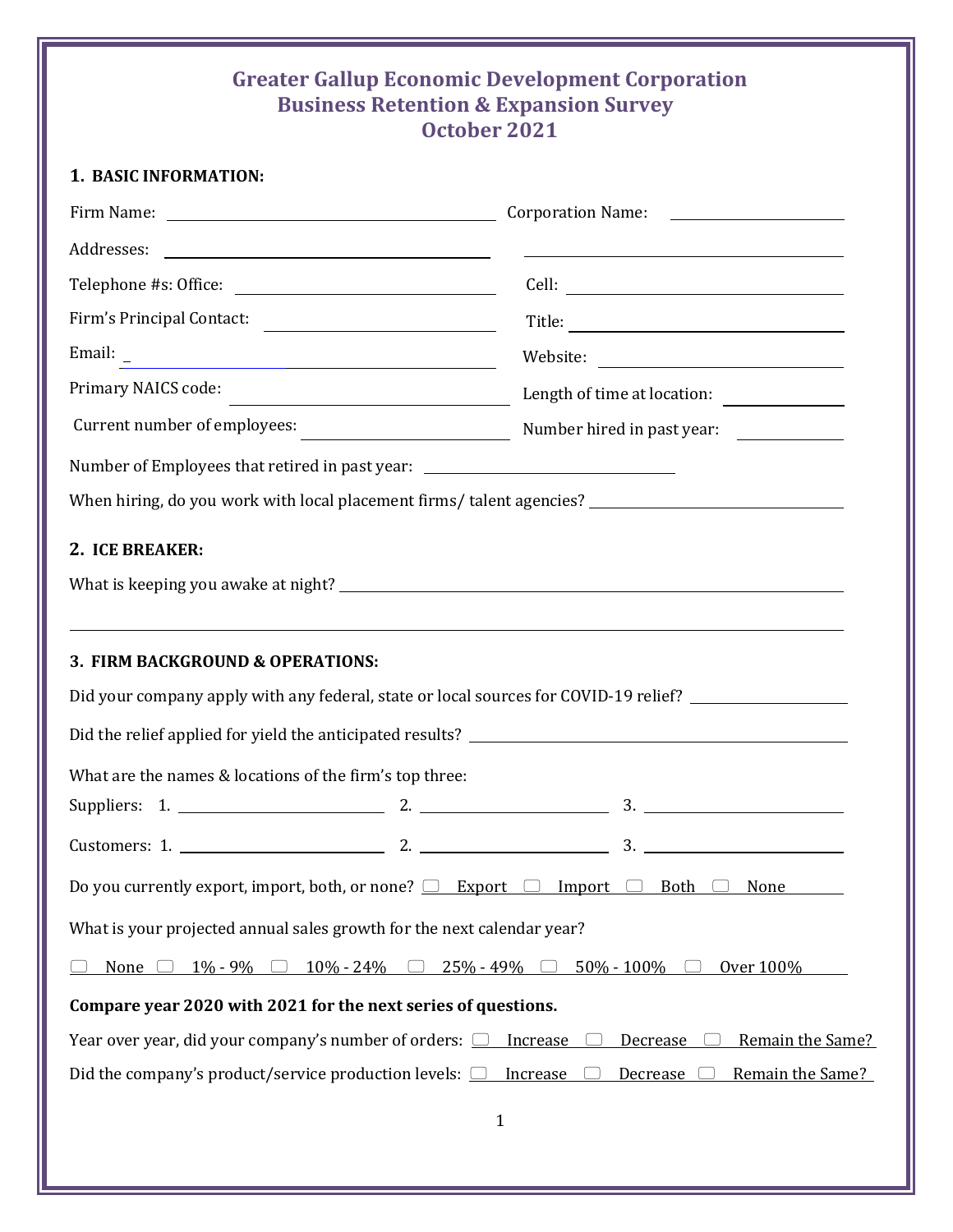# Greater Gallup Economic Development Corporation
# Business Retention & Expansion Survey
# October 2021

## 1. BASIC INFORMATION:

Firm Name: \_\_\_\_\_\_\_\_\_\_\_\_\_\_\_\_ Corporation Name: \_\_\_\_\_\_\_\_\_\_\_\_\_\_\_\_

Addresses: \_\_\_\_\_\_\_\_\_\_\_\_\_\_\_\_ \_\_\_\_\_\_\_\_\_\_\_\_\_\_\_\_

Telephone #s: Office: \_\_\_\_\_\_\_\_\_\_\_\_\_\_\_\_ Cell: \_\_\_\_\_\_\_\_\_\_\_\_\_\_\_\_

Firm's Principal Contact: \_\_\_\_\_\_\_\_\_\_\_\_\_\_\_\_ Title: \_\_\_\_\_\_\_\_\_\_\_\_\_\_\_\_

Email: \_\_\_\_\_\_\_\_\_\_\_\_\_\_\_\_ Website: \_\_\_\_\_\_\_\_\_\_\_\_\_\_\_\_

Primary NAICS code: \_\_\_\_\_\_\_\_\_\_\_\_\_\_\_\_ Length of time at location: \_\_\_\_\_\_\_\_\_\_\_\_\_\_\_\_

Current number of employees: \_\_\_\_\_\_\_\_\_\_\_\_\_\_\_\_ Number hired in past year: \_\_\_\_\_\_\_\_\_\_\_\_\_\_\_\_

Number of Employees that retired in past year: \_\_\_\_\_\_\_\_\_\_\_\_\_\_\_\_

When hiring, do you work with local placement firms/ talent agencies? \_\_\_\_\_\_\_\_\_\_\_\_\_\_\_\_

## 2. ICE BREAKER:

What is keeping you awake at night? \_\_\_\_\_\_\_\_\_\_\_\_\_\_\_\_

\_\_\_\_\_\_\_\_\_\_\_\_\_\_\_\_

## 3. FIRM BACKGROUND & OPERATIONS:

Did your company apply with any federal, state or local sources for COVID-19 relief? \_\_\_\_\_\_\_\_\_\_\_\_\_\_\_\_

Did the relief applied for yield the anticipated results? \_\_\_\_\_\_\_\_\_\_\_\_\_\_\_\_

What are the names & locations of the firm's top three:

Suppliers: 1. \_\_\_\_\_\_\_\_\_\_\_\_\_\_\_\_ 2. \_\_\_\_\_\_\_\_\_\_\_\_\_\_\_\_ 3. \_\_\_\_\_\_\_\_\_\_\_\_\_\_\_\_

Customers: 1. \_\_\_\_\_\_\_\_\_\_\_\_\_\_\_\_ 2. \_\_\_\_\_\_\_\_\_\_\_\_\_\_\_\_ 3. \_\_\_\_\_\_\_\_\_\_\_\_\_\_\_\_

Do you currently export, import, both, or none? ☐ Export ☐ Import ☐ Both ☐ None

What is your projected annual sales growth for the next calendar year?

☐ None ☐ 1% - 9% ☐ 10% - 24% ☐ 25% - 49% ☐ 50% - 100% ☐ Over 100%

**Compare year 2020 with 2021 for the next series of questions.**

Year over year, did your company's number of orders: ☐ Increase ☐ Decrease ☐ Remain the Same?

Did the company's product/service production levels: ☐ Increase ☐ Decrease ☐ Remain the Same?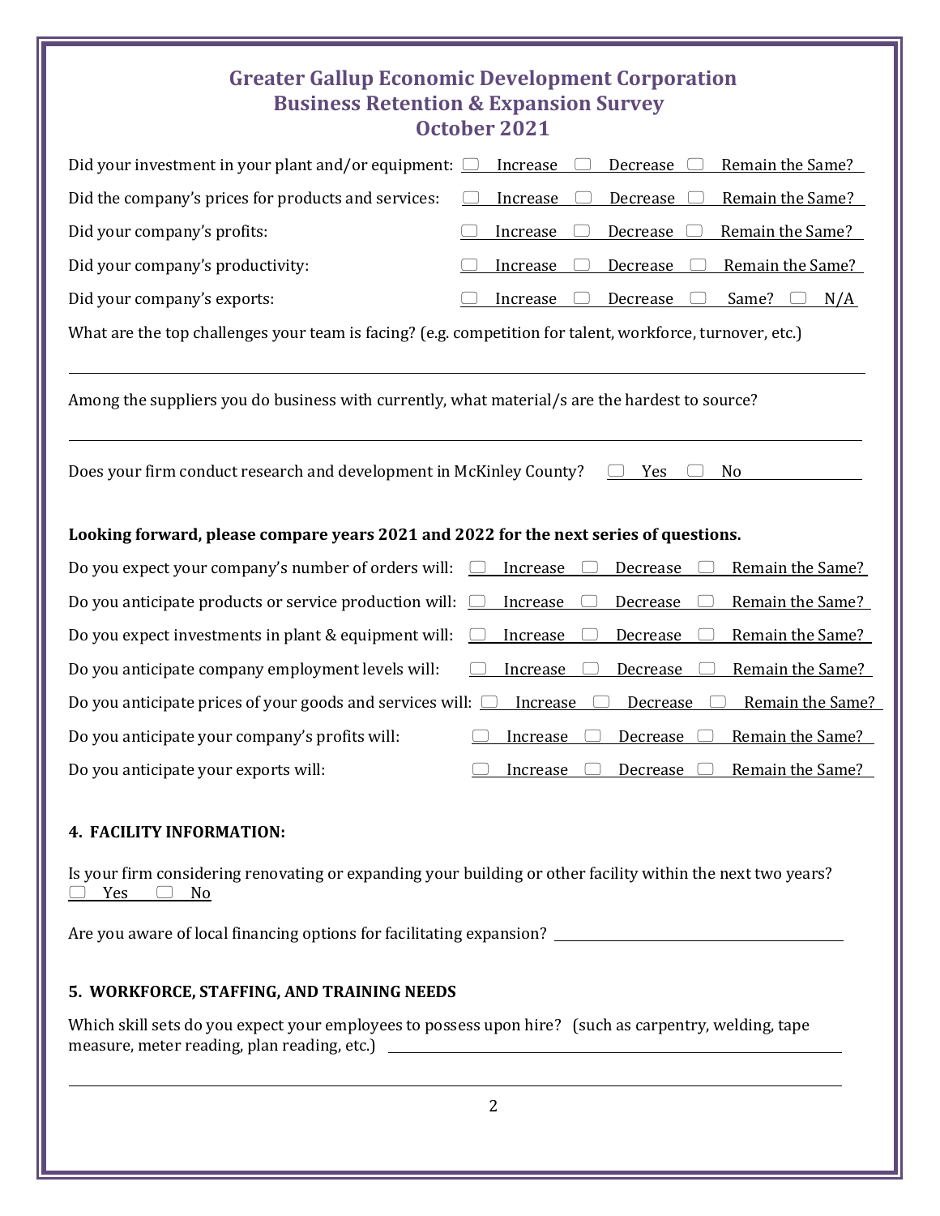# Greater Gallup Economic Development Corporation
## Business Retention & Expansion Survey
## October 2021

Did your investment in your plant and/or equipment: ☐ Increase ☐ Decrease ☐ Remain the Same?

Did the company's prices for products and services: ☐ Increase ☐ Decrease ☐ Remain the Same?

Did your company's profits: ☐ Increase ☐ Decrease ☐ Remain the Same?

Did your company's productivity: ☐ Increase ☐ Decrease ☐ Remain the Same?

Did your company's exports: ☐ Increase ☐ Decrease ☐ Same? ☐ N/A

What are the top challenges your team is facing? (e.g. competition for talent, workforce, turnover, etc.)

\_\_\_\_\_\_\_\_\_\_\_\_\_\_\_\_\_\_\_\_\_\_\_\_\_\_\_\_\_\_\_\_\_\_\_\_\_\_\_\_\_\_\_\_

Among the suppliers you do business with currently, what material/s are the hardest to source?

\_\_\_\_\_\_\_\_\_\_\_\_\_\_\_\_\_\_\_\_\_\_\_\_\_\_\_\_\_\_\_\_\_\_\_\_\_\_\_\_\_\_\_\_

Does your firm conduct research and development in McKinley County? ☐ Yes ☐ No

**Looking forward, please compare years 2021 and 2022 for the next series of questions.**

Do you expect your company's number of orders will: ☐ Increase ☐ Decrease ☐ Remain the Same?

Do you anticipate products or service production will: ☐ Increase ☐ Decrease ☐ Remain the Same?

Do you expect investments in plant & equipment will: ☐ Increase ☐ Decrease ☐ Remain the Same?

Do you anticipate company employment levels will: ☐ Increase ☐ Decrease ☐ Remain the Same?

Do you anticipate prices of your goods and services will: ☐ Increase ☐ Decrease ☐ Remain the Same?

Do you anticipate your company's profits will: ☐ Increase ☐ Decrease ☐ Remain the Same?

Do you anticipate your exports will: ☐ Increase ☐ Decrease ☐ Remain the Same?

**4. FACILITY INFORMATION:**

Is your firm considering renovating or expanding your building or other facility within the next two years?
☐ Yes ☐ No

Are you aware of local financing options for facilitating expansion? \_\_\_\_\_\_\_\_\_\_\_\_\_\_\_\_\_\_\_\_

**5. WORKFORCE, STAFFING, AND TRAINING NEEDS**

Which skill sets do you expect your employees to possess upon hire? (such as carpentry, welding, tape measure, meter reading, plan reading, etc.) \_\_\_\_\_\_\_\_\_\_\_\_\_\_\_\_\_\_\_\_

\_\_\_\_\_\_\_\_\_\_\_\_\_\_\_\_\_\_\_\_\_\_\_\_\_\_\_\_\_\_\_\_\_\_\_\_\_\_\_\_\_\_\_\_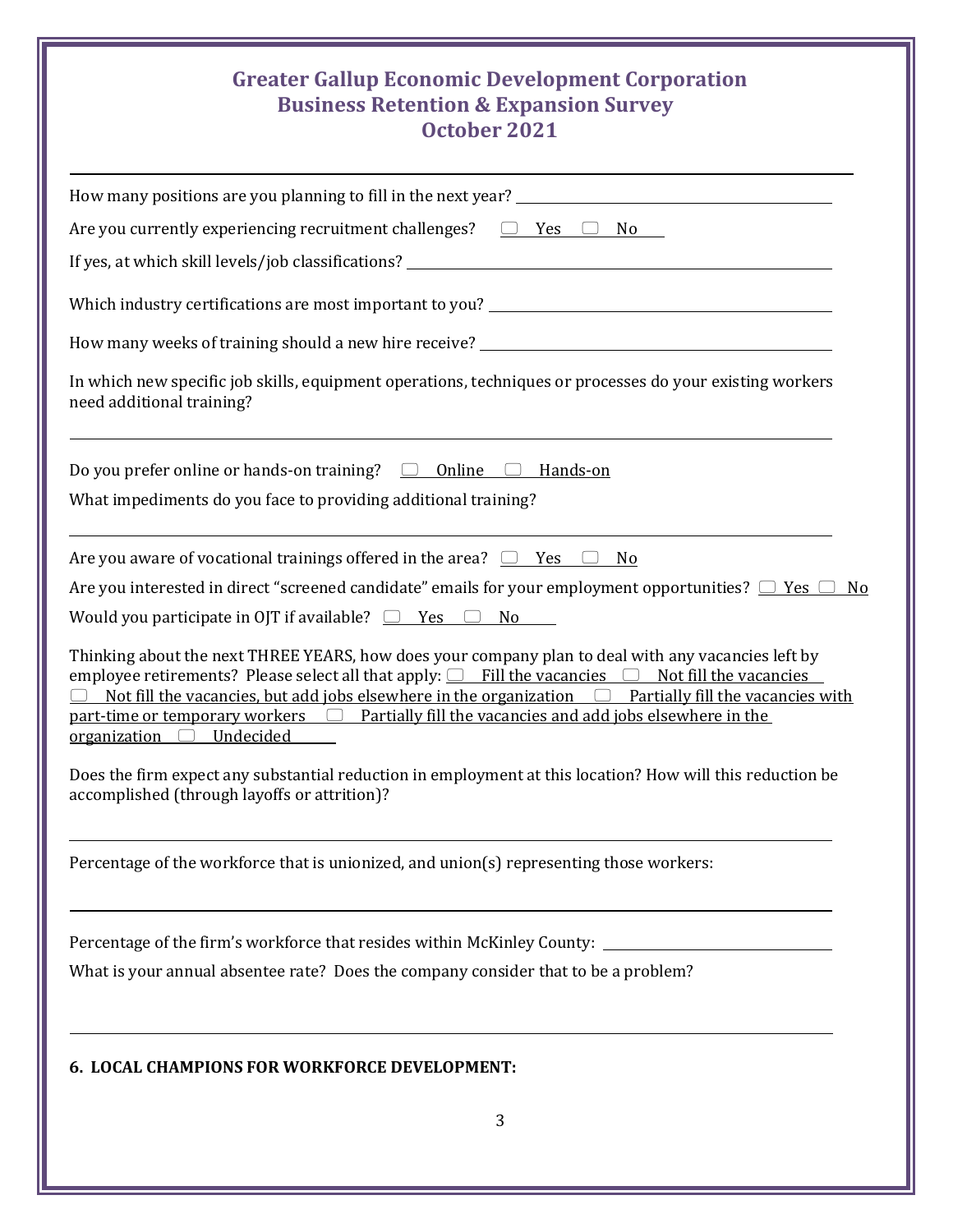## Greater Gallup Economic Development Corporation
## Business Retention & Expansion Survey
## October 2021

---

How many positions are you planning to fill in the next year? ____________________

Are you currently experiencing recruitment challenges? ☐ Yes ☐ No

If yes, at which skill levels/job classifications? ____________________

Which industry certifications are most important to you? ____________________

How many weeks of training should a new hire receive? ____________________

In which new specific job skills, equipment operations, techniques or processes do your existing workers need additional training?

____________________

Do you prefer online or hands-on training? ☐ Online ☐ Hands-on

What impediments do you face to providing additional training?

____________________

Are you aware of vocational trainings offered in the area? ☐ Yes ☐ No

Are you interested in direct "screened candidate" emails for your employment opportunities? ☐ Yes ☐ No

Would you participate in OJT if available? ☐ Yes ☐ No

Thinking about the next THREE YEARS, how does your company plan to deal with any vacancies left by employee retirements? Please select all that apply: ☐ Fill the vacancies ☐ Not fill the vacancies ☐ Not fill the vacancies, but add jobs elsewhere in the organization ☐ Partially fill the vacancies with part-time or temporary workers ☐ Partially fill the vacancies and add jobs elsewhere in the organization ☐ Undecided

Does the firm expect any substantial reduction in employment at this location? How will this reduction be accomplished (through layoffs or attrition)?

____________________

Percentage of the workforce that is unionized, and union(s) representing those workers:

____________________

Percentage of the firm's workforce that resides within McKinley County: ____________________

What is your annual absentee rate? Does the company consider that to be a problem?

____________________

**6. LOCAL CHAMPIONS FOR WORKFORCE DEVELOPMENT:**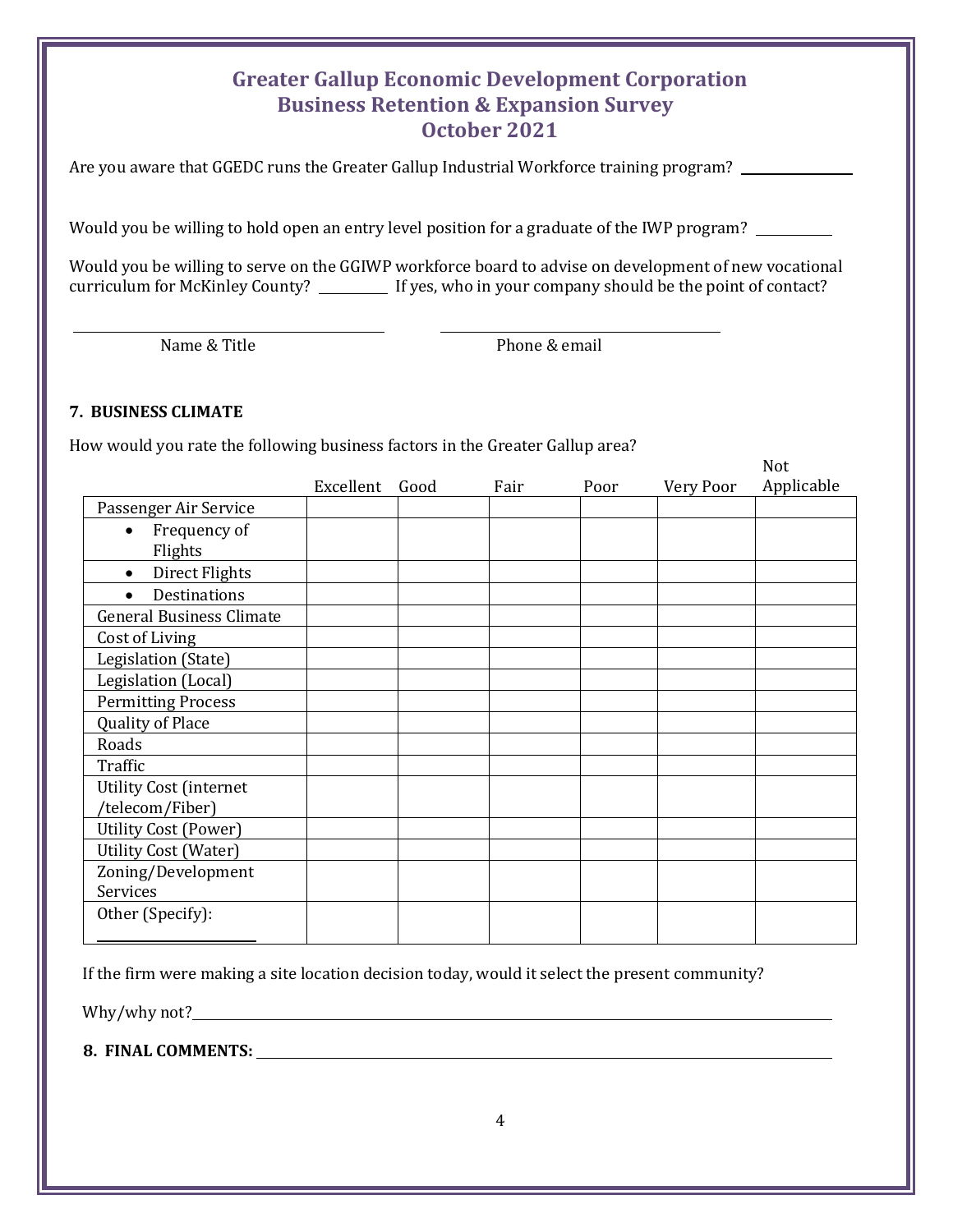## Greater Gallup Economic Development Corporation
## Business Retention & Expansion Survey
## October 2021

Are you aware that GGEDC runs the Greater Gallup Industrial Workforce training program? ______________

Would you be willing to hold open an entry level position for a graduate of the IWP program? __________

Would you be willing to serve on the GGIWP workforce board to advise on development of new vocational curriculum for McKinley County? _________ If yes, who in your company should be the point of contact?

_______________________________ Name & Title

_______________________________ Phone & email

**7. BUSINESS CLIMATE**

How would you rate the following business factors in the Greater Gallup area?

| | Excellent | Good | Fair | Poor | Very Poor | Not Applicable |
|---|---|---|---|---|---|---|
| Passenger Air Service | | | | | | |
| • Frequency of Flights | | | | | | |
| • Direct Flights | | | | | | |
| • Destinations | | | | | | |
| General Business Climate | | | | | | |
| Cost of Living | | | | | | |
| Legislation (State) | | | | | | |
| Legislation (Local) | | | | | | |
| Permitting Process | | | | | | |
| Quality of Place | | | | | | |
| Roads | | | | | | |
| Traffic | | | | | | |
| Utility Cost (internet /telecom/Fiber) | | | | | | |
| Utility Cost (Power) | | | | | | |
| Utility Cost (Water) | | | | | | |
| Zoning/Development Services | | | | | | |
| Other (Specify): ______________ | | | | | | |

If the firm were making a site location decision today, would it select the present community?

Why/why not?_______________________________________________________________

**8. FINAL COMMENTS:** _______________________________________________________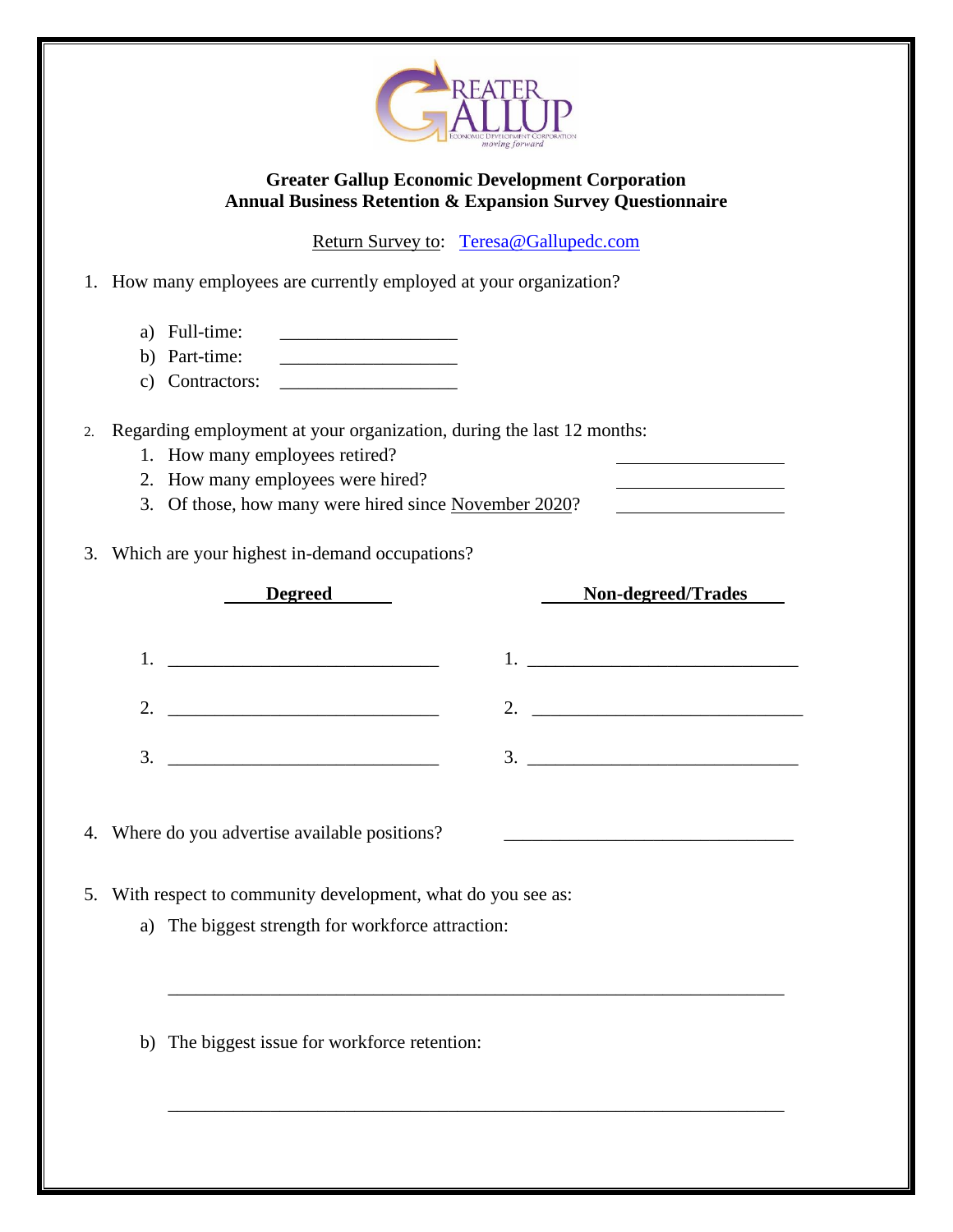**Greater Gallup Economic Development Corporation**
**Annual Business Retention & Expansion Survey Questionnaire**

Return Survey to: Teresa@Gallupedc.com

1. How many employees are currently employed at your organization?

   a) Full-time: ___________________
   b) Part-time: ___________________
   c) Contractors: ___________________

2. Regarding employment at your organization, during the last 12 months:
   1. How many employees retired? ___________________
   2. How many employees were hired? ___________________
   3. Of those, how many were hired since November 2020? ___________________

3. Which are your highest in-demand occupations?

| Degreed | Non-degreed/Trades |
|---|---|
| 1. ______________________________ | 1. ______________________________ |
| 2. ______________________________ | 2. ______________________________ |
| 3. ______________________________ | 3. ______________________________ |

4. Where do you advertise available positions? ________________________________

5. With respect to community development, what do you see as:
   a) The biggest strength for workforce attraction:

   ____________________________________________________________________

   b) The biggest issue for workforce retention:

   ____________________________________________________________________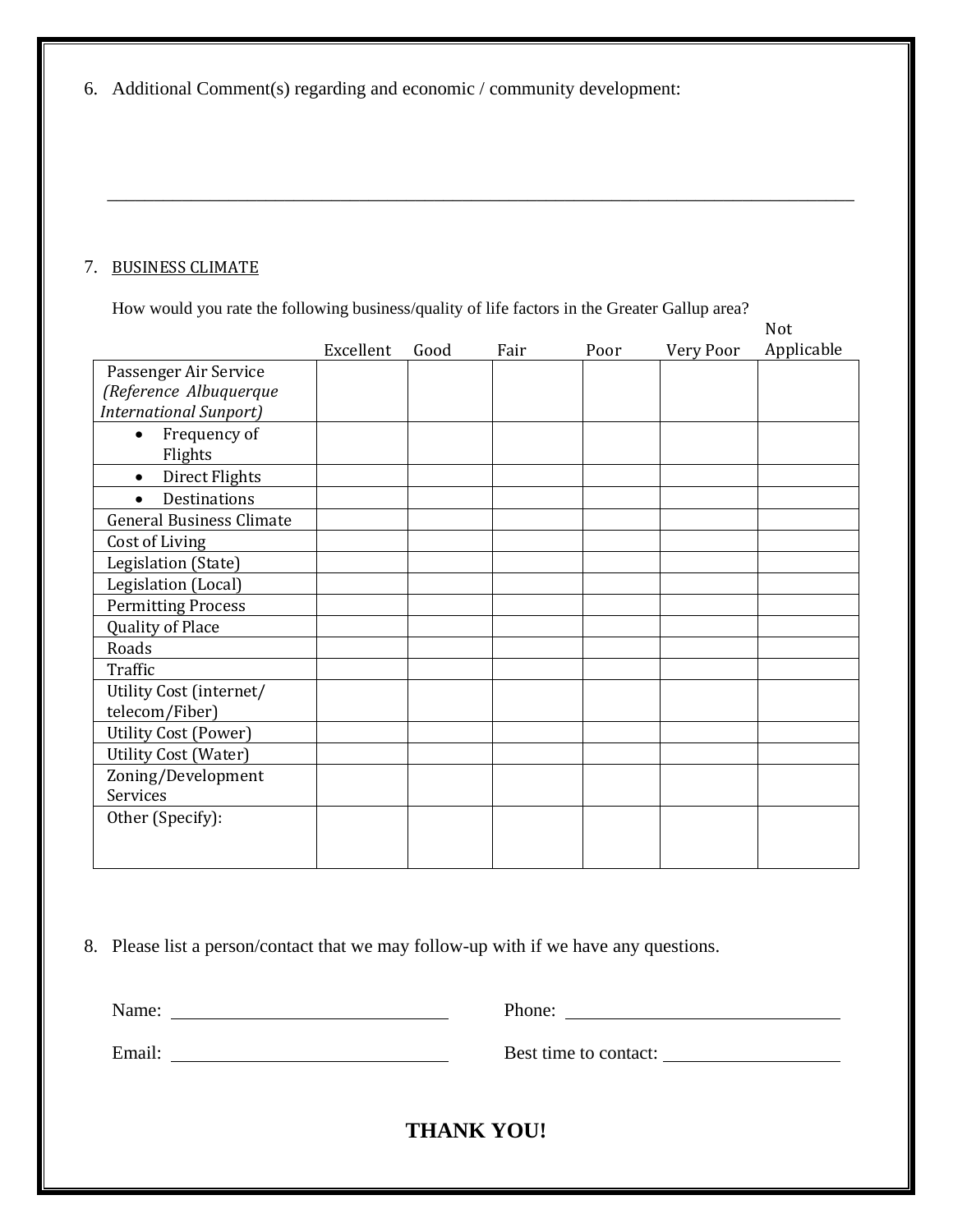6. Additional Comment(s) regarding and economic / community development:

\_\_\_\_\_\_\_\_\_\_\_\_\_\_\_\_\_\_\_\_\_\_\_\_\_\_\_\_\_\_\_\_\_\_\_\_\_\_\_\_\_\_\_\_\_\_\_\_\_\_\_\_\_\_\_\_\_\_\_\_\_\_\_\_\_\_\_\_\_\_\_\_\_\_\_\_\_\_\_\_

7. BUSINESS CLIMATE

How would you rate the following business/quality of life factors in the Greater Gallup area?

| | Excellent | Good | Fair | Poor | Very Poor | Not Applicable |
|---|---|---|---|---|---|---|
| Passenger Air Service *(Reference Albuquerque International Sunport)* | | | | | | |
| • Frequency of Flights | | | | | | |
| • Direct Flights | | | | | | |
| • Destinations | | | | | | |
| General Business Climate | | | | | | |
| Cost of Living | | | | | | |
| Legislation (State) | | | | | | |
| Legislation (Local) | | | | | | |
| Permitting Process | | | | | | |
| Quality of Place | | | | | | |
| Roads | | | | | | |
| Traffic | | | | | | |
| Utility Cost (internet/ telecom/Fiber) | | | | | | |
| Utility Cost (Power) | | | | | | |
| Utility Cost (Water) | | | | | | |
| Zoning/Development Services | | | | | | |
| Other (Specify): | | | | | | |

8. Please list a person/contact that we may follow-up with if we have any questions.

Name: \_\_\_\_\_\_\_\_\_\_\_\_\_\_\_\_\_\_\_\_\_\_\_\_\_\_\_\_ Phone: \_\_\_\_\_\_\_\_\_\_\_\_\_\_\_\_\_\_\_\_\_\_\_\_\_\_\_\_

Email: \_\_\_\_\_\_\_\_\_\_\_\_\_\_\_\_\_\_\_\_\_\_\_\_\_\_\_\_ Best time to contact: \_\_\_\_\_\_\_\_\_\_\_\_\_\_\_\_\_\_

**THANK YOU!**